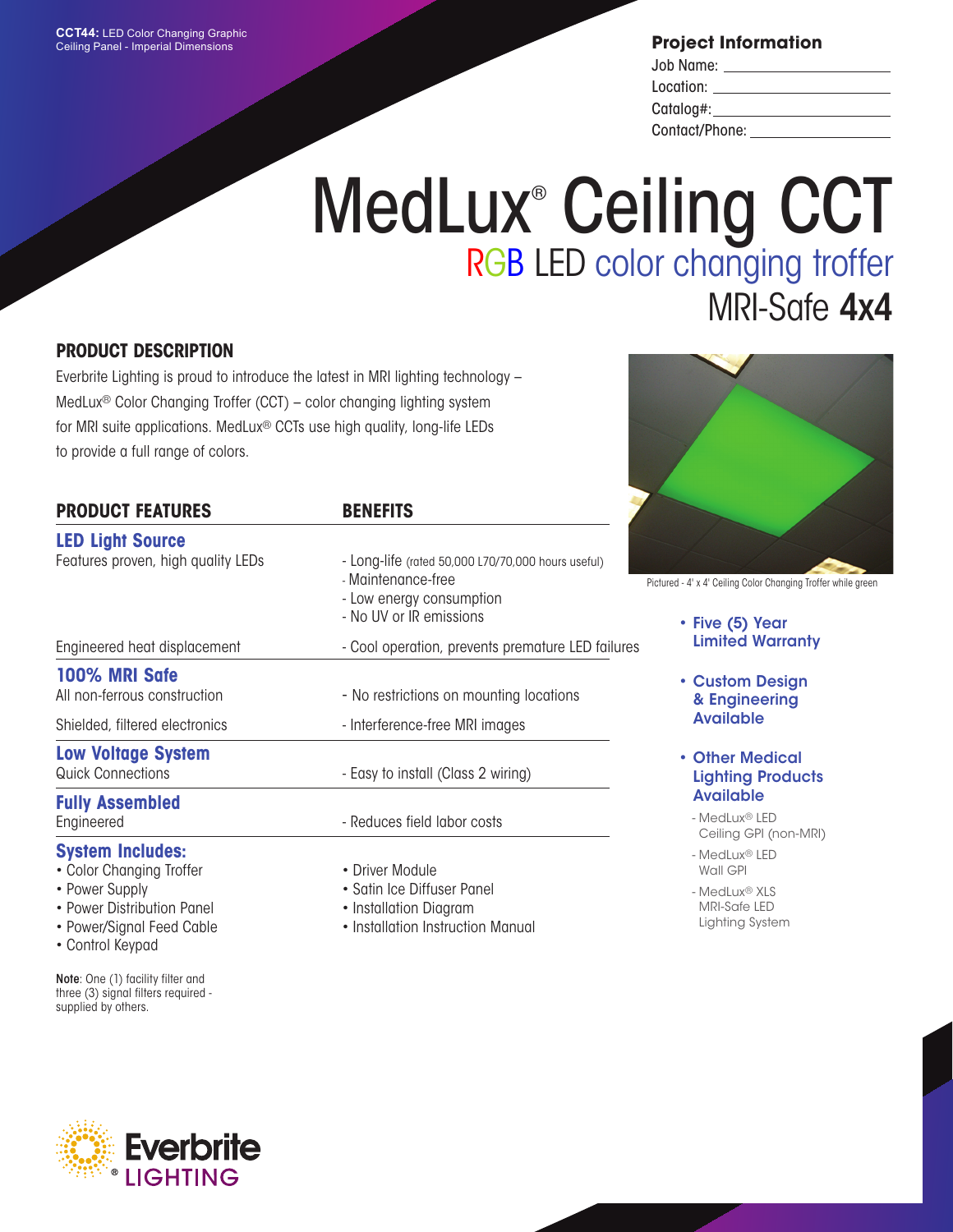**CCT44:** LED Color Changing Graphic Ceiling Panel - Imperial Dimensions

### Project Information

Job Name: ____________________

Location: ____________________

Catalog#: ____________________

Contact/Phone: ____________________

# MedLux® Ceiling CCT

## RGB LED color changing troffer

## MRI-Safe **4x4**

### PRODUCT DESCRIPTION

Everbrite Lighting is proud to introduce the latest in MRI lighting technology – MedLux® Color Changing Troffer (CCT) – color changing lighting system for MRI suite applications. MedLux® CCTs use high quality, long-life LEDs to provide a full range of colors.

| PRODUCT FEATURES | BENEFITS |
|---|---|
| **LED Light Source** | |
| Features proven, high quality LEDs | - Long-life (rated 50,000 L70/70,000 hours useful)<br>- Maintenance-free<br>- Low energy consumption<br>- No UV or IR emissions |
| Engineered heat displacement | - Cool operation, prevents premature LED failures |
| **100% MRI Safe** | |
| All non-ferrous construction | - No restrictions on mounting locations |
| Shielded, filtered electronics | - Interference-free MRI images |
| **Low Voltage System** | |
| Quick Connections | - Easy to install (Class 2 wiring) |
| **Fully Assembled** | |
| Engineered | - Reduces field labor costs |

### System Includes:

- Color Changing Troffer
- Power Supply
- Power Distribution Panel
- Power/Signal Feed Cable
- Control Keypad
- Driver Module
- Satin Ice Diffuser Panel
- Installation Diagram
- Installation Instruction Manual

**Note**: One (1) facility filter and three (3) signal filters required - supplied by others.

Pictured - 4' x 4' Ceiling Color Changing Troffer while green

- **Five (5) Year Limited Warranty**
- **Custom Design & Engineering Available**
- **Other Medical Lighting Products Available**
  - MedLux® LED Ceiling GPI (non-MRI)
  - MedLux® LED Wall GPI
  - MedLux® XLS MRI-Safe LED Lighting System

Everbrite® LIGHTING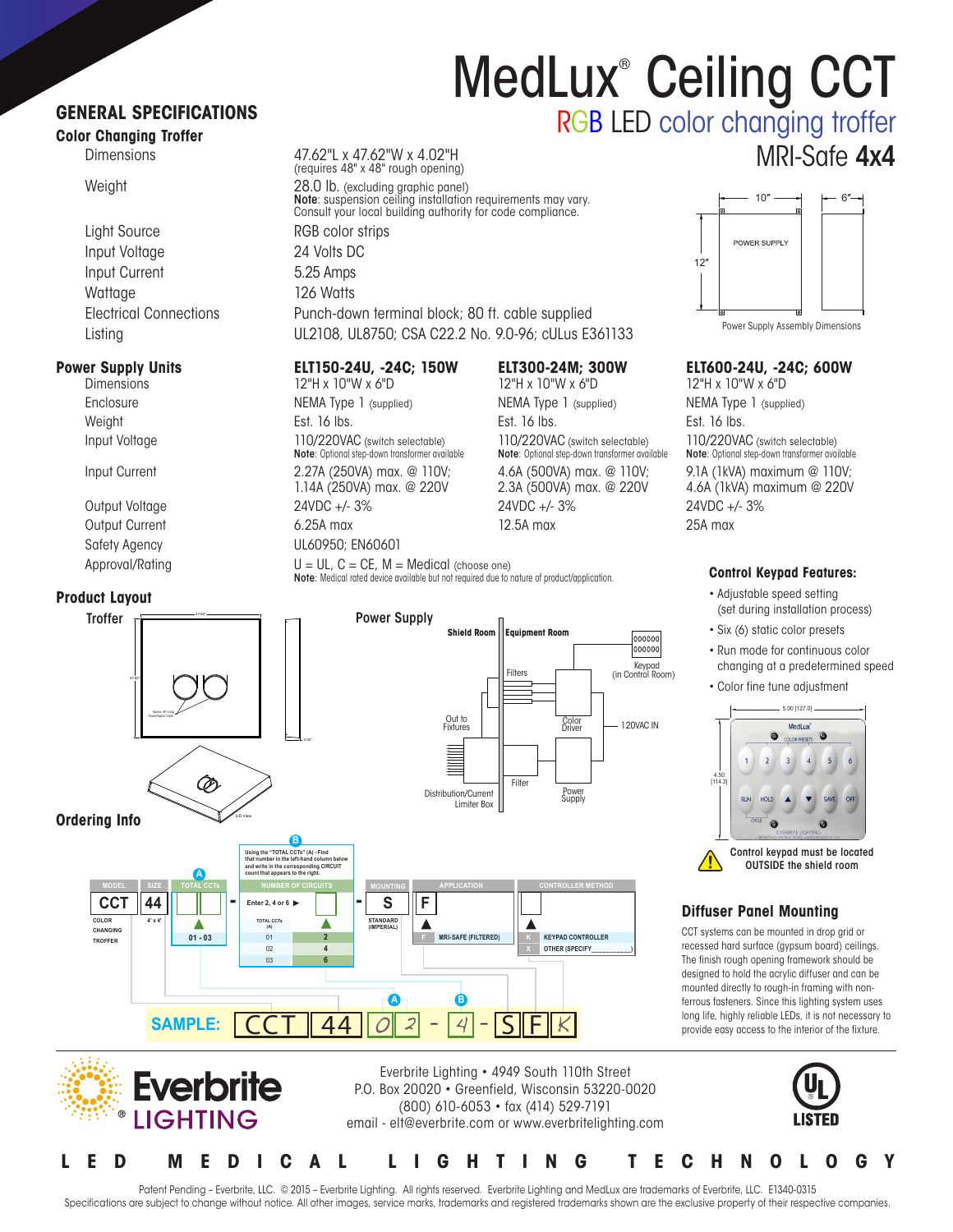# MedLux® Ceiling CCT

## RGB LED color changing troffer

## MRI-Safe 4x4

## GENERAL SPECIFICATIONS

### Color Changing Troffer

| | |
|---|---|
| Dimensions | 47.62"L x 47.62"W x 4.02"H (requires 48" x 48" rough opening) |
| Weight | 28.0 lb. (excluding graphic panel) **Note**: suspension ceiling installation requirements may vary. Consult your local building authority for code compliance. |
| Light Source | RGB color strips |
| Input Voltage | 24 Volts DC |
| Input Current | 5.25 Amps |
| Wattage | 126 Watts |
| Electrical Connections | Punch-down terminal block; 80 ft. cable supplied |
| Listing | UL2108, UL8750; CSA C22.2 No. 9.0-96; cULus E361133 |

Power Supply Assembly Dimensions

10" · 6" · 12" · POWER SUPPLY

### Power Supply Units

| | ELT150-24U, -24C; 150W | ELT300-24M; 300W | ELT600-24U, -24C; 600W |
|---|---|---|---|
| Dimensions | 12"H x 10"W x 6"D | 12"H x 10"W x 6"D | 12"H x 10"W x 6"D |
| Enclosure | NEMA Type 1 (supplied) | NEMA Type 1 (supplied) | NEMA Type 1 (supplied) |
| Weight | Est. 16 lbs. | Est. 16 lbs. | Est. 16 lbs. |
| Input Voltage | 110/220VAC (switch selectable) **Note**: Optional step-down transformer available | 110/220VAC (switch selectable) **Note**: Optional step-down transformer available | 110/220VAC (switch selectable) **Note**: Optional step-down transformer available |
| Input Current | 2.27A (250VA) max. @ 110V; 1.14A (250VA) max. @ 220V | 4.6A (500VA) max. @ 110V; 2.3A (500VA) max. @ 220V | 9.1A (1kVA) maximum @ 110V; 4.6A (1kVA) maximum @ 220V |
| Output Voltage | 24VDC +/- 3% | 24VDC +/- 3% | 24VDC +/- 3% |
| Output Current | 6.25A max | 12.5A max | 25A max |
| Safety Agency | UL60950; EN60601 | | |
| Approval/Rating | U = UL, C = CE, M = Medical (choose one) **Note**: Medical rated device available but not required due to nature of product/application. | | |

### Product Layout

**Troffer**

47.62" · 47.62" · 4.02" · Approx. 80' Long Power/Signal Cable · 3-D View

**Power Supply**

Shield Room · Equipment Room · Keypad (in Control Room) · Filters · Out to Fixtures · Color Driver · 120VAC IN · Filter · Distribution/Current Limiter Box · Power Supply

### Control Keypad Features:

- Adjustable speed setting (set during installation process)
- Six (6) static color presets
- Run mode for continuous color changing at a predetermined speed
- Color fine tune adjustment

5.00 [127.0] · 4.50 [114.3]

MedLux · COLOR PRESETS · 1 2 3 4 5 6 · RUN · HOLD · ▲ · ▼ · SAVE · OFF · CYCLE · EVERBRITE LIGHTING

Control keypad must be located OUTSIDE the shield room

### Ordering Info

**B** Using the "TOTAL CCTs" (A) - Find that number in the left-hand column below and write in the corresponding CIRCUIT count that appears to the right.

| MODEL | SIZE | TOTAL CCTs (A) | NUMBER OF CIRCUITS (B) | MOUNTING | APPLICATION | CONTROLLER METHOD |
|---|---|---|---|---|---|---|
| CCT | 44 | | | S | F | |
| COLOR CHANGING TROFFER | 4' x 4' | 01 - 03 | Enter 2, 4 or 6 | STANDARD (IMPERIAL) | F – MRI-SAFE (FILTERED) | K – KEYPAD CONTROLLER; X – OTHER (SPECIFY__________) |

| TOTAL CCTs (A) | NUMBER OF CIRCUITS |
|---|---|
| 01 | 2 |
| 02 | 4 |
| 03 | 6 |

**SAMPLE:** CCT 44 02 - 4 - S F K

## Diffuser Panel Mounting

CCT systems can be mounted in drop grid or recessed hard surface (gypsum board) ceilings. The finish rough opening framework should be designed to hold the acrylic diffuser and can be mounted directly to rough-in framing with non-ferrous fasteners. Since this lighting system uses long life, highly reliable LEDs, it is not necessary to provide easy access to the interior of the fixture.

---

Everbrite® LIGHTING

Everbrite Lighting • 4949 South 110th Street
P.O. Box 20020 • Greenfield, Wisconsin 53220-0020
(800) 610-6053 • fax (414) 529-7191
email - elt@everbrite.com or www.everbritelighting.com

UL LISTED

L E D   M E D I C A L   L I G H T I N G   T E C H N O L O G Y

Patent Pending - Everbrite, LLC. © 2015 - Everbrite Lighting. All rights reserved. Everbrite Lighting and MedLux are trademarks of Everbrite, LLC. E1340-0315
Specifications are subject to change without notice. All other images, service marks, trademarks and registered trademarks shown are the exclusive property of their respective companies.